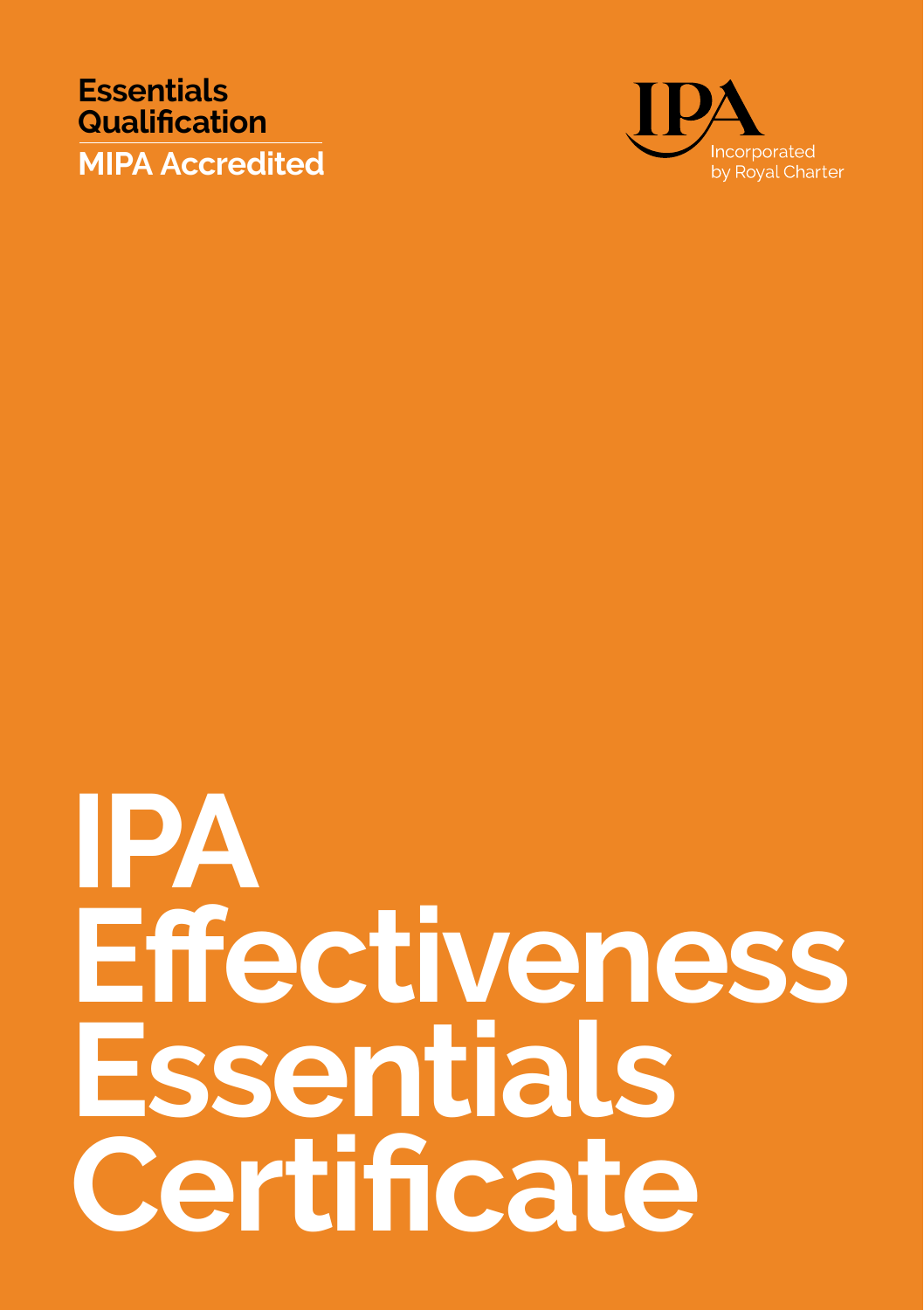**Essentials Qualification**

**MIPA Accredited**

IPA

Incorporated by Royal Charter

# IPA Effectiveness Essentials Certificate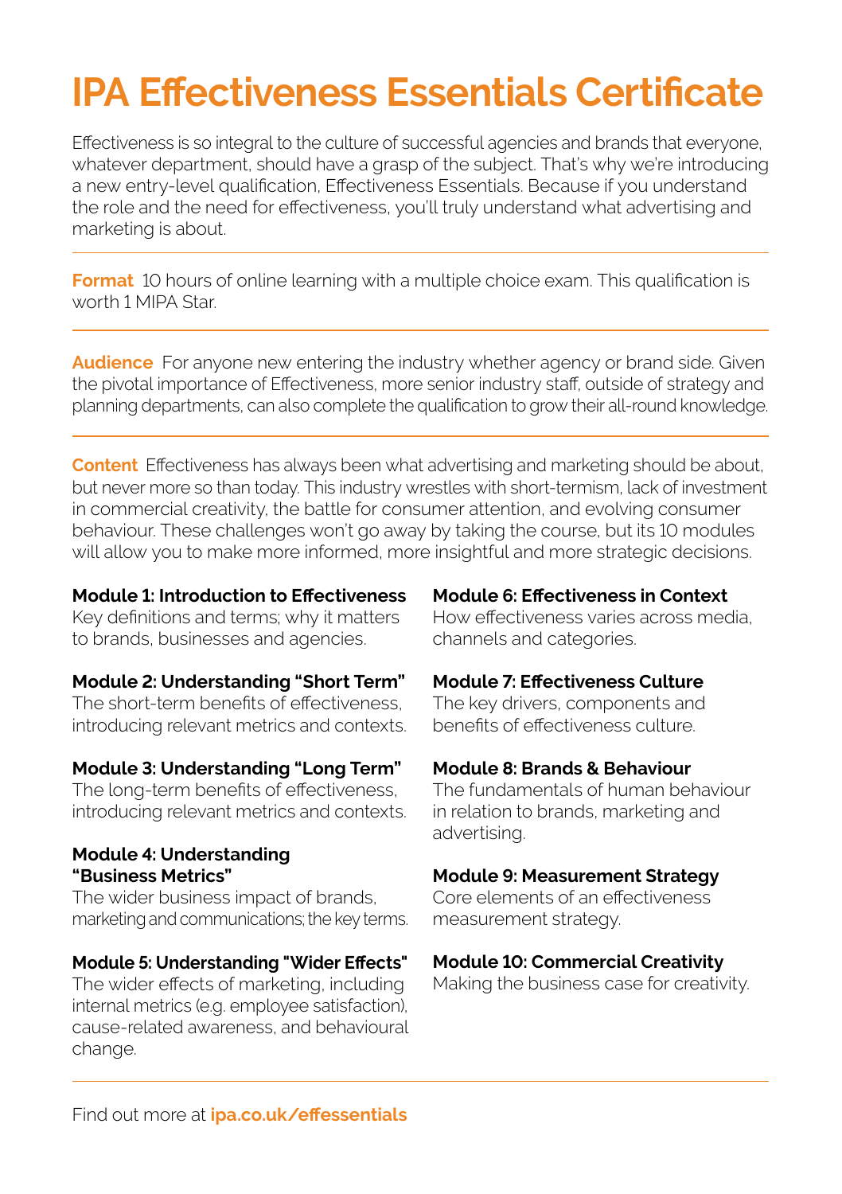# IPA Effectiveness Essentials Certificate

Effectiveness is so integral to the culture of successful agencies and brands that everyone, whatever department, should have a grasp of the subject. That's why we're introducing a new entry-level qualification, Effectiveness Essentials. Because if you understand the role and the need for effectiveness, you'll truly understand what advertising and marketing is about.

**Format** 10 hours of online learning with a multiple choice exam. This qualification is worth 1 MIPA Star.

**Audience** For anyone new entering the industry whether agency or brand side. Given the pivotal importance of Effectiveness, more senior industry staff, outside of strategy and planning departments, can also complete the qualification to grow their all-round knowledge.

**Content** Effectiveness has always been what advertising and marketing should be about, but never more so than today. This industry wrestles with short-termism, lack of investment in commercial creativity, the battle for consumer attention, and evolving consumer behaviour. These challenges won't go away by taking the course, but its 10 modules will allow you to make more informed, more insightful and more strategic decisions.

**Module 1: Introduction to Effectiveness**
Key definitions and terms; why it matters to brands, businesses and agencies.

**Module 2: Understanding "Short Term"**
The short-term benefits of effectiveness, introducing relevant metrics and contexts.

**Module 3: Understanding "Long Term"**
The long-term benefits of effectiveness, introducing relevant metrics and contexts.

**Module 4: Understanding "Business Metrics"**
The wider business impact of brands, marketing and communications; the key terms.

**Module 5: Understanding "Wider Effects"**
The wider effects of marketing, including internal metrics (e.g. employee satisfaction), cause-related awareness, and behavioural change.

**Module 6: Effectiveness in Context**
How effectiveness varies across media, channels and categories.

**Module 7: Effectiveness Culture**
The key drivers, components and benefits of effectiveness culture.

**Module 8: Brands & Behaviour**
The fundamentals of human behaviour in relation to brands, marketing and advertising.

**Module 9: Measurement Strategy**
Core elements of an effectiveness measurement strategy.

**Module 10: Commercial Creativity**
Making the business case for creativity.

Find out more at **ipa.co.uk/effessentials**